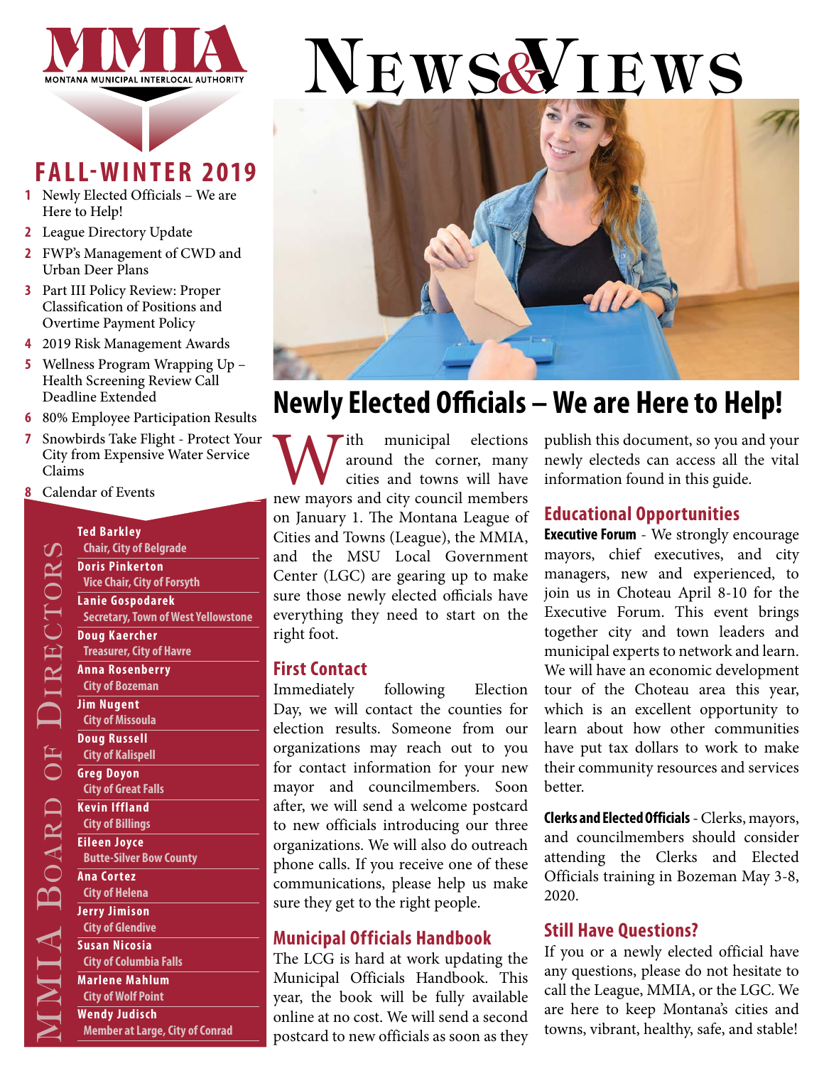# MMIA

MONTANA MUNICIPAL INTERLOCAL AUTHORITY

# News&Views

## FALL-WINTER 2019

- **1** Newly Elected Officials – We are Here to Help!
- **2** League Directory Update
- **2** FWP's Management of CWD and Urban Deer Plans
- **3** Part III Policy Review: Proper Classification of Positions and Overtime Payment Policy
- **4** 2019 Risk Management Awards
- **5** Wellness Program Wrapping Up – Health Screening Review Call Deadline Extended
- **6** 80% Employee Participation Results
- **7** Snowbirds Take Flight - Protect Your City from Expensive Water Service Claims
- **8** Calendar of Events

### MMIA Board of Directors

**Ted Barkley**
Chair, City of Belgrade

**Doris Pinkerton**
Vice Chair, City of Forsyth

**Lanie Gospodarek**
Secretary, Town of West Yellowstone

**Doug Kaercher**
Treasurer, City of Havre

**Anna Rosenberry**
City of Bozeman

**Jim Nugent**
City of Missoula

**Doug Russell**
City of Kalispell

**Greg Doyon**
City of Great Falls

**Kevin Iffland**
City of Billings

**Eileen Joyce**
Butte-Silver Bow County

**Ana Cortez**
City of Helena

**Jerry Jimison**
City of Glendive

**Susan Nicosia**
City of Columbia Falls

**Marlene Mahlum**
City of Wolf Point

**Wendy Judisch**
Member at Large, City of Conrad

## Newly Elected Officials – We are Here to Help!

With municipal elections around the corner, many cities and towns will have new mayors and city council members on January 1. The Montana League of Cities and Towns (League), the MMIA, and the MSU Local Government Center (LGC) are gearing up to make sure those newly elected officials have everything they need to start on the right foot.

### First Contact

Immediately following Election Day, we will contact the counties for election results. Someone from our organizations may reach out to you for contact information for your new mayor and councilmembers. Soon after, we will send a welcome postcard to new officials introducing our three organizations. We will also do outreach phone calls. If you receive one of these communications, please help us make sure they get to the right people.

### Municipal Officials Handbook

The LCG is hard at work updating the Municipal Officials Handbook. This year, the book will be fully available online at no cost. We will send a second postcard to new officials as soon as they publish this document, so you and your newly electeds can access all the vital information found in this guide.

### Educational Opportunities

**Executive Forum** - We strongly encourage mayors, chief executives, and city managers, new and experienced, to join us in Choteau April 8-10 for the Executive Forum. This event brings together city and town leaders and municipal experts to network and learn. We will have an economic development tour of the Choteau area this year, which is an excellent opportunity to learn about how other communities have put tax dollars to work to make their community resources and services better.

**Clerks and Elected Officials** - Clerks, mayors, and councilmembers should consider attending the Clerks and Elected Officials training in Bozeman May 3-8, 2020.

### Still Have Questions?

If you or a newly elected official have any questions, please do not hesitate to call the League, MMIA, or the LGC. We are here to keep Montana's cities and towns, vibrant, healthy, safe, and stable!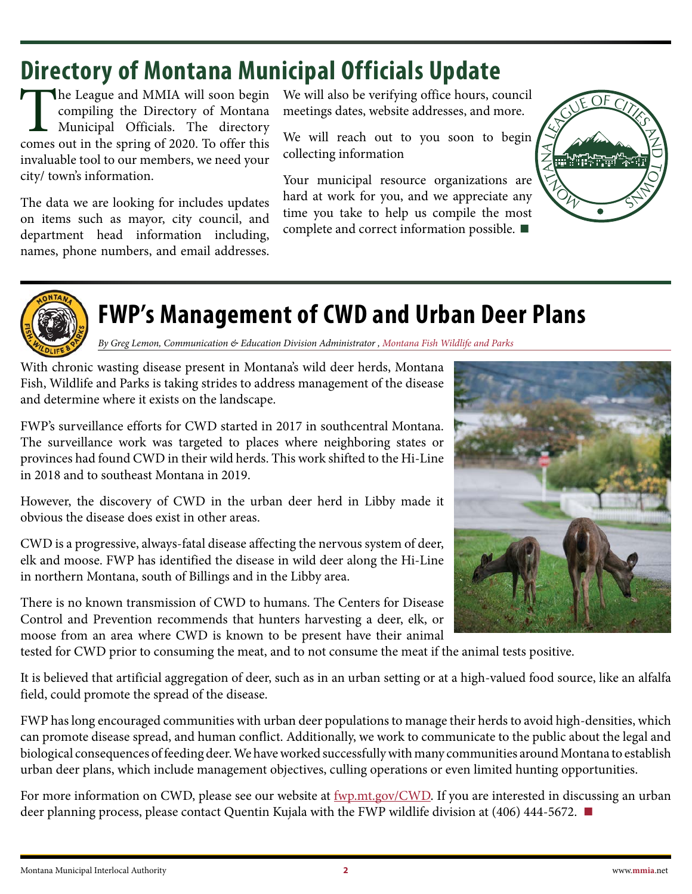# Directory of Montana Municipal Officials Update

The League and MMIA will soon begin compiling the Directory of Montana Municipal Officials. The directory comes out in the spring of 2020. To offer this invaluable tool to our members, we need your city/ town's information.

The data we are looking for includes updates on items such as mayor, city council, and department head information including, names, phone numbers, and email addresses.

We will also be verifying office hours, council meetings dates, website addresses, and more.

We will reach out to you soon to begin collecting information

Your municipal resource organizations are hard at work for you, and we appreciate any time you take to help us compile the most complete and correct information possible. ■

# FWP's Management of CWD and Urban Deer Plans

*By Greg Lemon, Communication & Education Division Administrator , Montana Fish Wildlife and Parks*

With chronic wasting disease present in Montana's wild deer herds, Montana Fish, Wildlife and Parks is taking strides to address management of the disease and determine where it exists on the landscape.

FWP's surveillance efforts for CWD started in 2017 in southcentral Montana. The surveillance work was targeted to places where neighboring states or provinces had found CWD in their wild herds. This work shifted to the Hi-Line in 2018 and to southeast Montana in 2019.

However, the discovery of CWD in the urban deer herd in Libby made it obvious the disease does exist in other areas.

CWD is a progressive, always-fatal disease affecting the nervous system of deer, elk and moose. FWP has identified the disease in wild deer along the Hi-Line in northern Montana, south of Billings and in the Libby area.

There is no known transmission of CWD to humans. The Centers for Disease Control and Prevention recommends that hunters harvesting a deer, elk, or moose from an area where CWD is known to be present have their animal tested for CWD prior to consuming the meat, and to not consume the meat if the animal tests positive.

It is believed that artificial aggregation of deer, such as in an urban setting or at a high-valued food source, like an alfalfa field, could promote the spread of the disease.

FWP has long encouraged communities with urban deer populations to manage their herds to avoid high-densities, which can promote disease spread, and human conflict. Additionally, we work to communicate to the public about the legal and biological consequences of feeding deer. We have worked successfully with many communities around Montana to establish urban deer plans, which include management objectives, culling operations or even limited hunting opportunities.

For more information on CWD, please see our website at fwp.mt.gov/CWD. If you are interested in discussing an urban deer planning process, please contact Quentin Kujala with the FWP wildlife division at (406) 444-5672. ■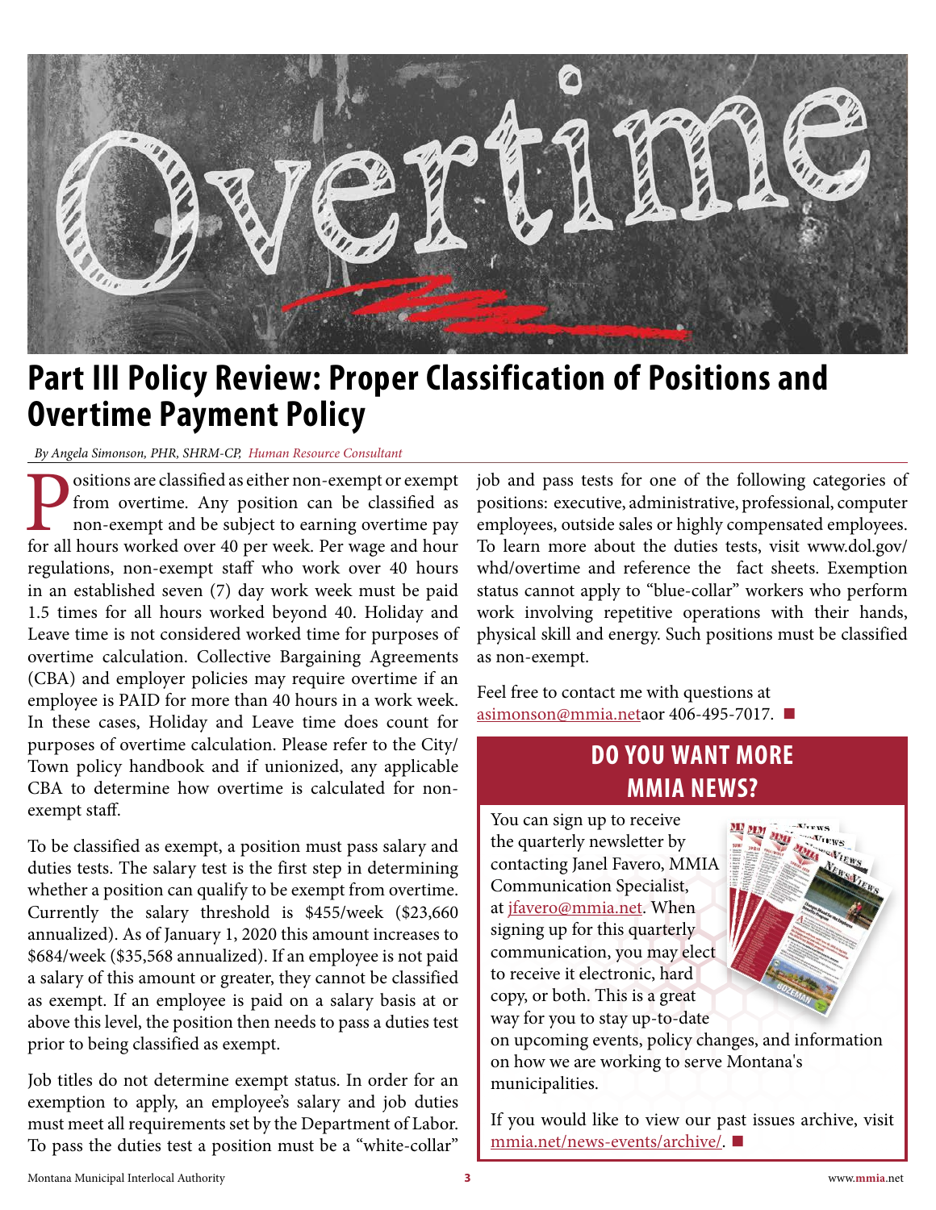# Part III Policy Review: Proper Classification of Positions and Overtime Payment Policy

*By Angela Simonson, PHR, SHRM-CP, Human Resource Consultant*

Positions are classified as either non-exempt or exempt from overtime. Any position can be classified as non-exempt and be subject to earning overtime pay for all hours worked over 40 per week. Per wage and hour regulations, non-exempt staff who work over 40 hours in an established seven (7) day work week must be paid 1.5 times for all hours worked beyond 40. Holiday and Leave time is not considered worked time for purposes of overtime calculation. Collective Bargaining Agreements (CBA) and employer policies may require overtime if an employee is PAID for more than 40 hours in a work week. In these cases, Holiday and Leave time does count for purposes of overtime calculation. Please refer to the City/Town policy handbook and if unionized, any applicable CBA to determine how overtime is calculated for non-exempt staff.

To be classified as exempt, a position must pass salary and duties tests. The salary test is the first step in determining whether a position can qualify to be exempt from overtime. Currently the salary threshold is $455/week ($23,660 annualized). As of January 1, 2020 this amount increases to $684/week ($35,568 annualized). If an employee is not paid a salary of this amount or greater, they cannot be classified as exempt. If an employee is paid on a salary basis at or above this level, the position then needs to pass a duties test prior to being classified as exempt.

Job titles do not determine exempt status. In order for an exemption to apply, an employee's salary and job duties must meet all requirements set by the Department of Labor. To pass the duties test a position must be a "white-collar" job and pass tests for one of the following categories of positions: executive, administrative, professional, computer employees, outside sales or highly compensated employees. To learn more about the duties tests, visit www.dol.gov/whd/overtime and reference the fact sheets. Exemption status cannot apply to "blue-collar" workers who perform work involving repetitive operations with their hands, physical skill and energy. Such positions must be classified as non-exempt.

Feel free to contact me with questions at asimonson@mmia.netaor 406-495-7017. ■

## DO YOU WANT MORE MMIA NEWS?

You can sign up to receive the quarterly newsletter by contacting Janel Favero, MMIA Communication Specialist, at jfavero@mmia.net. When signing up for this quarterly communication, you may elect to receive it electronic, hard copy, or both. This is a great way for you to stay up-to-date on upcoming events, policy changes, and information on how we are working to serve Montana's municipalities.

If you would like to view our past issues archive, visit mmia.net/news-events/archive/. ■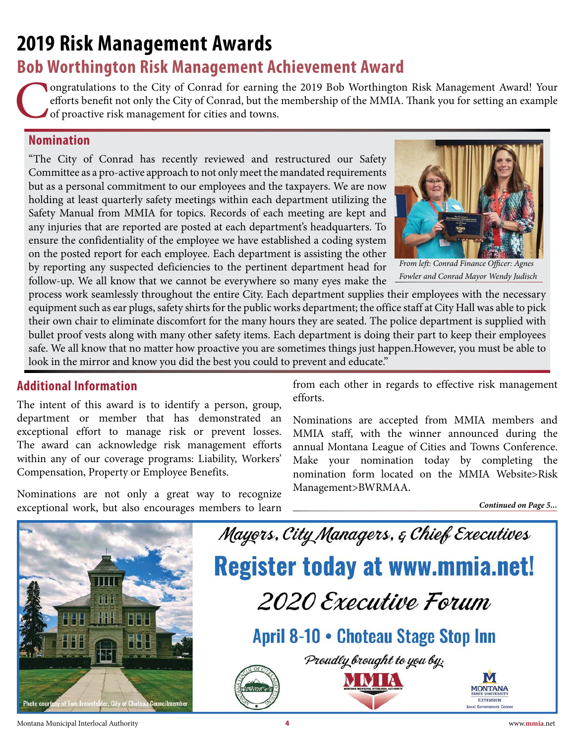# 2019 Risk Management Awards

## Bob Worthington Risk Management Achievement Award

Congratulations to the City of Conrad for earning the 2019 Bob Worthington Risk Management Award! Your efforts benefit not only the City of Conrad, but the membership of the MMIA. Thank you for setting an example of proactive risk management for cities and towns.

### Nomination

"The City of Conrad has recently reviewed and restructured our Safety Committee as a pro-active approach to not only meet the mandated requirements but as a personal commitment to our employees and the taxpayers. We are now holding at least quarterly safety meetings within each department utilizing the Safety Manual from MMIA for topics. Records of each meeting are kept and any injuries that are reported are posted at each department's headquarters. To ensure the confidentiality of the employee we have established a coding system on the posted report for each employee. Each department is assisting the other by reporting any suspected deficiencies to the pertinent department head for follow-up. We all know that we cannot be everywhere so many eyes make the process work seamlessly throughout the entire City. Each department supplies their employees with the necessary equipment such as ear plugs, safety shirts for the public works department; the office staff at City Hall was able to pick their own chair to eliminate discomfort for the many hours they are seated. The police department is supplied with bullet proof vests along with many other safety items. Each department is doing their part to keep their employees safe. We all know that no matter how proactive you are sometimes things just happen.However, you must be able to look in the mirror and know you did the best you could to prevent and educate."

*From left: Conrad Finance Officer: Agnes Fowler and Conrad Mayor Wendy Judisch*

### Additional Information

The intent of this award is to identify a person, group, department or member that has demonstrated an exceptional effort to manage risk or prevent losses. The award can acknowledge risk management efforts within any of our coverage programs: Liability, Workers' Compensation, Property or Employee Benefits.

Nominations are not only a great way to recognize exceptional work, but also encourages members to learn from each other in regards to effective risk management efforts.

Nominations are accepted from MMIA members and MMIA staff, with the winner announced during the annual Montana League of Cities and Towns Conference. Make your nomination today by completing the nomination form located on the MMIA Website>Risk Management>BWRMAA.

***Continued on Page 5...***

*Mayors, City Managers, & Chief Executives*

**Register today at www.mmia.net!**

*2020 Executive Forum*

**April 8-10 • Choteau Stage Stop Inn**

*Proudly brought to you by:*

Photo courtesy of Tom Frownfelder, City of Choteau Councilmember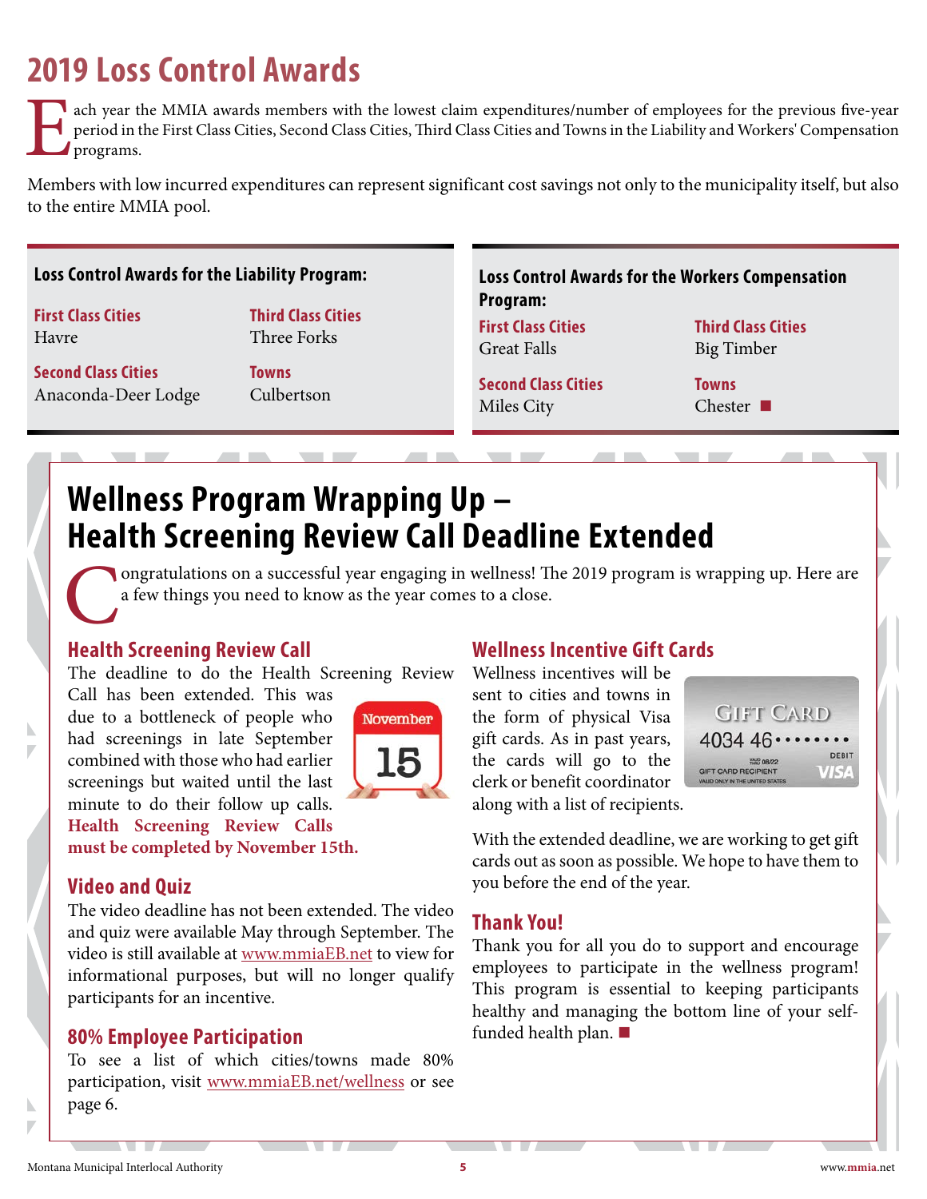# 2019 Loss Control Awards

Each year the MMIA awards members with the lowest claim expenditures/number of employees for the previous five-year period in the First Class Cities, Second Class Cities, Third Class Cities and Towns in the Liability and Workers' Compensation programs.

Members with low incurred expenditures can represent significant cost savings not only to the municipality itself, but also to the entire MMIA pool.

### Loss Control Awards for the Liability Program:

**First Class Cities**
Havre

**Second Class Cities**
Anaconda-Deer Lodge

**Third Class Cities**
Three Forks

**Towns**
Culbertson

### Loss Control Awards for the Workers Compensation Program:

**First Class Cities**
Great Falls

**Second Class Cities**
Miles City

**Third Class Cities**
Big Timber

**Towns**
Chester ■

# Wellness Program Wrapping Up – Health Screening Review Call Deadline Extended

Congratulations on a successful year engaging in wellness! The 2019 program is wrapping up. Here are a few things you need to know as the year comes to a close.

## Health Screening Review Call

The deadline to do the Health Screening Review Call has been extended. This was due to a bottleneck of people who had screenings in late September combined with those who had earlier screenings but waited until the last minute to do their follow up calls. **Health Screening Review Calls must be completed by November 15th.**

## Video and Quiz

The video deadline has not been extended. The video and quiz were available May through September. The video is still available at www.mmiaEB.net to view for informational purposes, but will no longer qualify participants for an incentive.

## 80% Employee Participation

To see a list of which cities/towns made 80% participation, visit www.mmiaEB.net/wellness or see page 6.

## Wellness Incentive Gift Cards

Wellness incentives will be sent to cities and towns in the form of physical Visa gift cards. As in past years, the cards will go to the clerk or benefit coordinator along with a list of recipients.

With the extended deadline, we are working to get gift cards out as soon as possible. We hope to have them to you before the end of the year.

## Thank You!

Thank you for all you do to support and encourage employees to participate in the wellness program! This program is essential to keeping participants healthy and managing the bottom line of your self-funded health plan. ■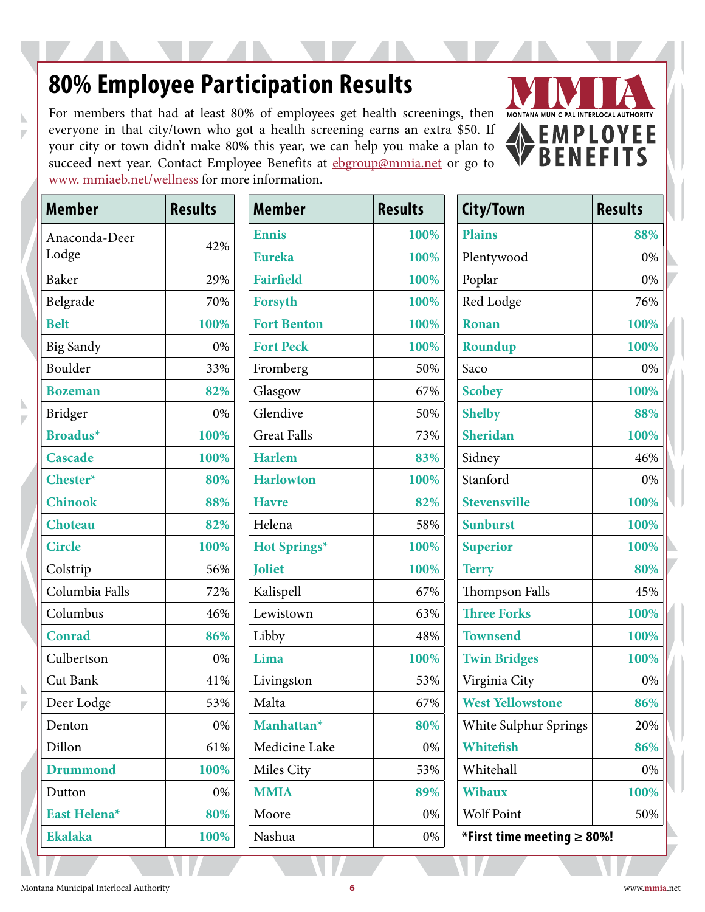# 80% Employee Participation Results

For members that had at least 80% of employees get health screenings, then everyone in that city/town who got a health screening earns an extra $50. If your city or town didn't make 80% this year, we can help you make a plan to succeed next year. Contact Employee Benefits at ebgroup@mmia.net or go to www. mmiaeb.net/wellness for more information.

MMIA
MONTANA MUNICIPAL INTERLOCAL AUTHORITY
EMPLOYEE BENEFITS

| Member | Results |
|---|---|
| Anaconda-Deer Lodge | 42% |
| Baker | 29% |
| Belgrade | 70% |
| **Belt** | **100%** |
| Big Sandy | 0% |
| Boulder | 33% |
| **Bozeman** | **82%** |
| Bridger | 0% |
| **Broadus*** | **100%** |
| **Cascade** | **100%** |
| **Chester*** | **80%** |
| **Chinook** | **88%** |
| **Choteau** | **82%** |
| **Circle** | **100%** |
| Colstrip | 56% |
| Columbia Falls | 72% |
| Columbus | 46% |
| **Conrad** | **86%** |
| Culbertson | 0% |
| Cut Bank | 41% |
| Deer Lodge | 53% |
| Denton | 0% |
| Dillon | 61% |
| **Drummond** | **100%** |
| Dutton | 0% |
| **East Helena*** | **80%** |
| **Ekalaka** | **100%** |

| Member | Results |
|---|---|
| **Ennis** | **100%** |
| **Eureka** | **100%** |
| **Fairfield** | **100%** |
| **Forsyth** | **100%** |
| **Fort Benton** | **100%** |
| **Fort Peck** | **100%** |
| Fromberg | 50% |
| Glasgow | 67% |
| Glendive | 50% |
| Great Falls | 73% |
| **Harlem** | **83%** |
| **Harlowton** | **100%** |
| **Havre** | **82%** |
| Helena | 58% |
| **Hot Springs*** | **100%** |
| **Joliet** | **100%** |
| Kalispell | 67% |
| Lewistown | 63% |
| Libby | 48% |
| **Lima** | **100%** |
| Livingston | 53% |
| Malta | 67% |
| **Manhattan*** | **80%** |
| Medicine Lake | 0% |
| Miles City | 53% |
| **MMIA** | **89%** |
| Moore | 0% |
| Nashua | 0% |

| City/Town | Results |
|---|---|
| **Plains** | **88%** |
| Plentywood | 0% |
| Poplar | 0% |
| Red Lodge | 76% |
| **Ronan** | **100%** |
| **Roundup** | **100%** |
| Saco | 0% |
| **Scobey** | **100%** |
| **Shelby** | **88%** |
| **Sheridan** | **100%** |
| Sidney | 46% |
| Stanford | 0% |
| **Stevensville** | **100%** |
| **Sunburst** | **100%** |
| **Superior** | **100%** |
| **Terry** | **80%** |
| Thompson Falls | 45% |
| **Three Forks** | **100%** |
| **Townsend** | **100%** |
| **Twin Bridges** | **100%** |
| Virginia City | 0% |
| **West Yellowstone** | **86%** |
| White Sulphur Springs | 20% |
| **Whitefish** | **86%** |
| Whitehall | 0% |
| **Wibaux** | **100%** |
| Wolf Point | 50% |

***First time meeting ≥ 80%!**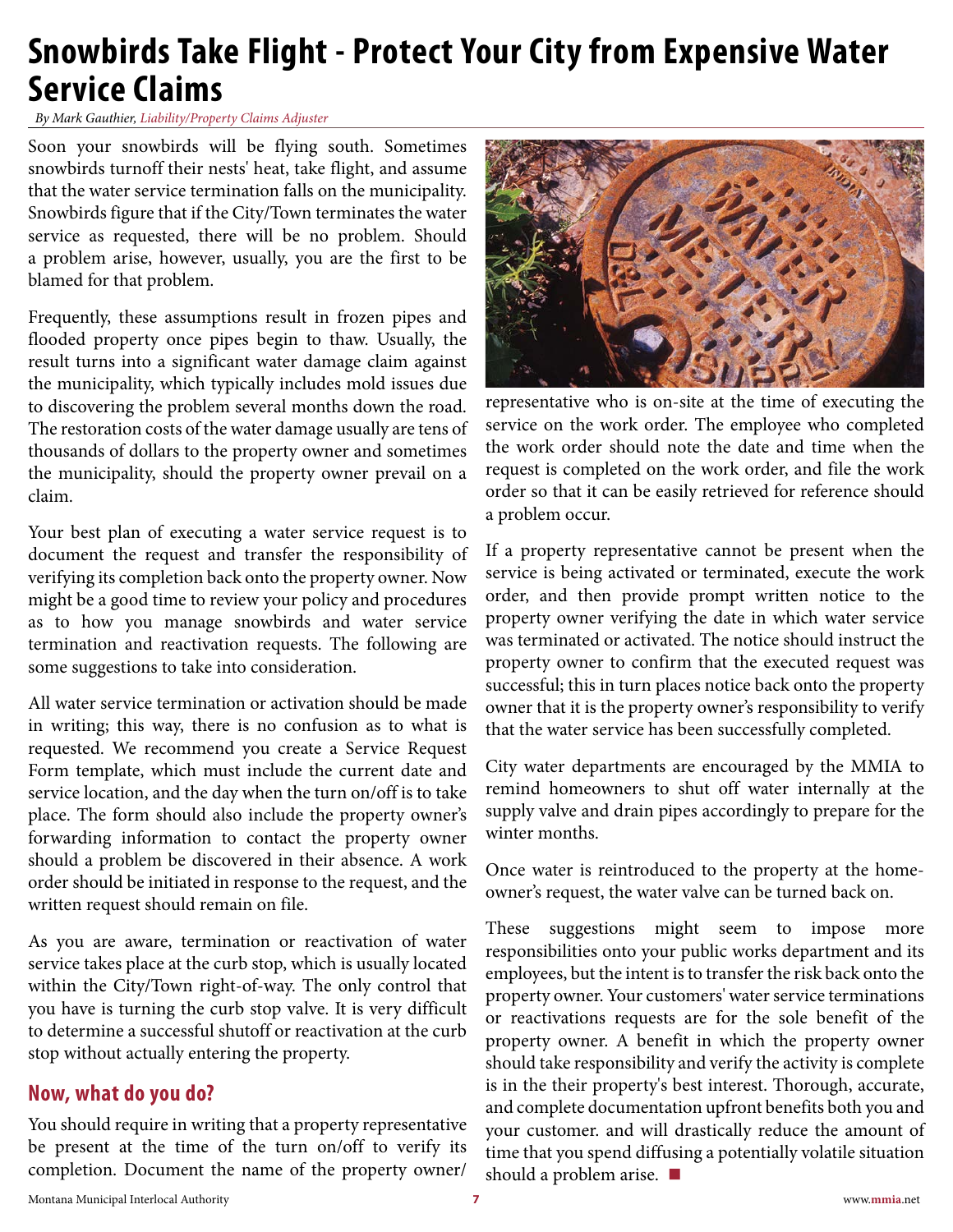# Snowbirds Take Flight - Protect Your City from Expensive Water Service Claims

*By Mark Gauthier, Liability/Property Claims Adjuster*

Soon your snowbirds will be flying south. Sometimes snowbirds turnoff their nests' heat, take flight, and assume that the water service termination falls on the municipality. Snowbirds figure that if the City/Town terminates the water service as requested, there will be no problem. Should a problem arise, however, usually, you are the first to be blamed for that problem.

Frequently, these assumptions result in frozen pipes and flooded property once pipes begin to thaw. Usually, the result turns into a significant water damage claim against the municipality, which typically includes mold issues due to discovering the problem several months down the road. The restoration costs of the water damage usually are tens of thousands of dollars to the property owner and sometimes the municipality, should the property owner prevail on a claim.

Your best plan of executing a water service request is to document the request and transfer the responsibility of verifying its completion back onto the property owner. Now might be a good time to review your policy and procedures as to how you manage snowbirds and water service termination and reactivation requests. The following are some suggestions to take into consideration.

All water service termination or activation should be made in writing; this way, there is no confusion as to what is requested. We recommend you create a Service Request Form template, which must include the current date and service location, and the day when the turn on/off is to take place. The form should also include the property owner's forwarding information to contact the property owner should a problem be discovered in their absence. A work order should be initiated in response to the request, and the written request should remain on file.

As you are aware, termination or reactivation of water service takes place at the curb stop, which is usually located within the City/Town right-of-way. The only control that you have is turning the curb stop valve. It is very difficult to determine a successful shutoff or reactivation at the curb stop without actually entering the property.

## Now, what do you do?

You should require in writing that a property representative be present at the time of the turn on/off to verify its completion. Document the name of the property owner/representative who is on-site at the time of executing the service on the work order. The employee who completed the work order should note the date and time when the request is completed on the work order, and file the work order so that it can be easily retrieved for reference should a problem occur.

If a property representative cannot be present when the service is being activated or terminated, execute the work order, and then provide prompt written notice to the property owner verifying the date in which water service was terminated or activated. The notice should instruct the property owner to confirm that the executed request was successful; this in turn places notice back onto the property owner that it is the property owner's responsibility to verify that the water service has been successfully completed.

City water departments are encouraged by the MMIA to remind homeowners to shut off water internally at the supply valve and drain pipes accordingly to prepare for the winter months.

Once water is reintroduced to the property at the homeowner's request, the water valve can be turned back on.

These suggestions might seem to impose more responsibilities onto your public works department and its employees, but the intent is to transfer the risk back onto the property owner. Your customers' water service terminations or reactivations requests are for the sole benefit of the property owner. A benefit in which the property owner should take responsibility and verify the activity is complete is in the their property's best interest. Thorough, accurate, and complete documentation upfront benefits both you and your customer. and will drastically reduce the amount of time that you spend diffusing a potentially volatile situation should a problem arise. ■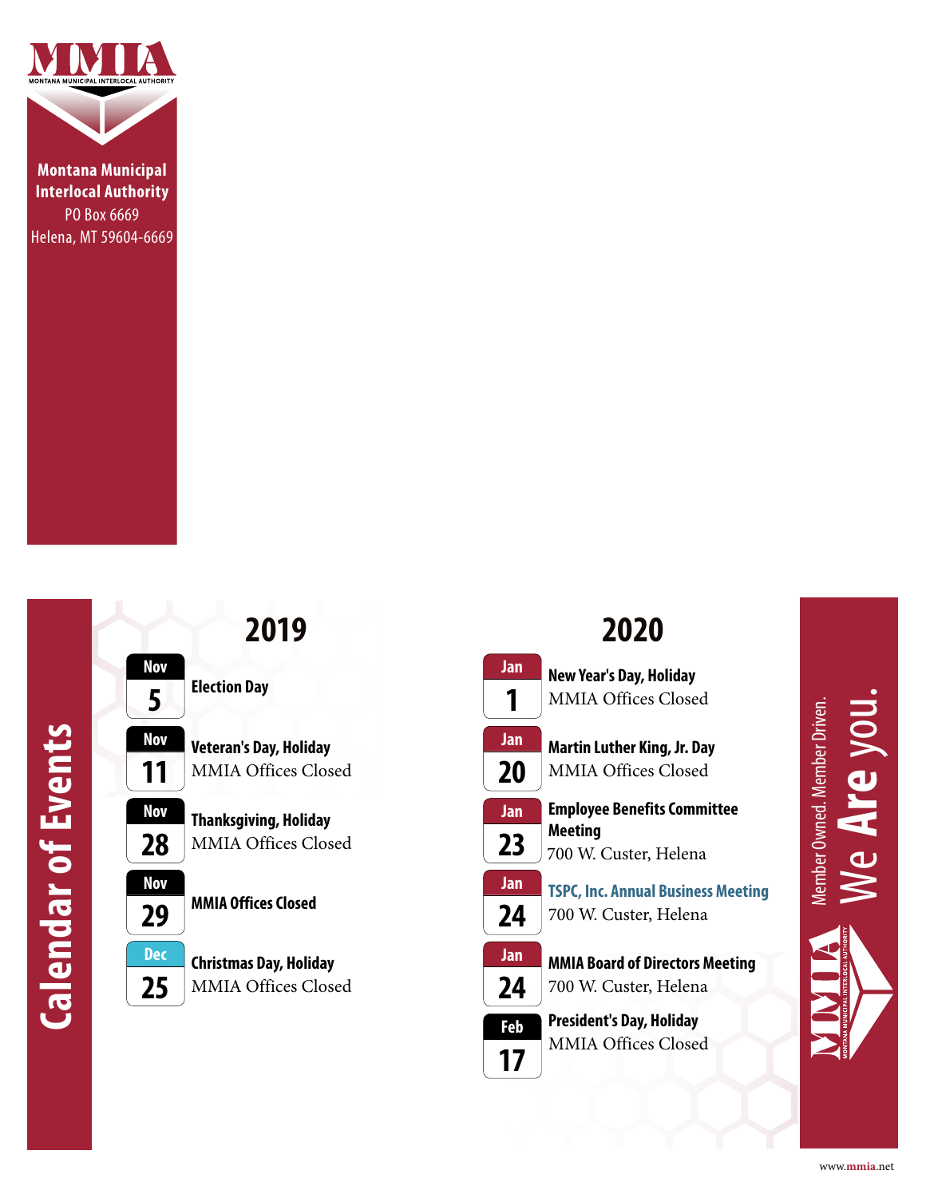MMIA
MONTANA MUNICIPAL INTERLOCAL AUTHORITY

**Montana Municipal Interlocal Authority**
PO Box 6669
Helena, MT 59604-6669

# Calendar of Events

## 2019

**Nov 5**
**Election Day**

**Nov 11**
**Veteran's Day, Holiday**
MMIA Offices Closed

**Nov 28**
**Thanksgiving, Holiday**
MMIA Offices Closed

**Nov 29**
**MMIA Offices Closed**

**Dec 25**
**Christmas Day, Holiday**
MMIA Offices Closed

## 2020

**Jan 1**
**New Year's Day, Holiday**
MMIA Offices Closed

**Jan 20**
**Martin Luther King, Jr. Day**
MMIA Offices Closed

**Jan 23**
**Employee Benefits Committee Meeting**
700 W. Custer, Helena

**Jan 24**
**TSPC, Inc. Annual Business Meeting**
700 W. Custer, Helena

**Jan 24**
**MMIA Board of Directors Meeting**
700 W. Custer, Helena

**Feb 17**
**President's Day, Holiday**
MMIA Offices Closed

Member Owned. Member Driven.
We **Are** you.

MMIA
MONTANA MUNICIPAL INTERLOCAL AUTHORITY

www.mmia.net